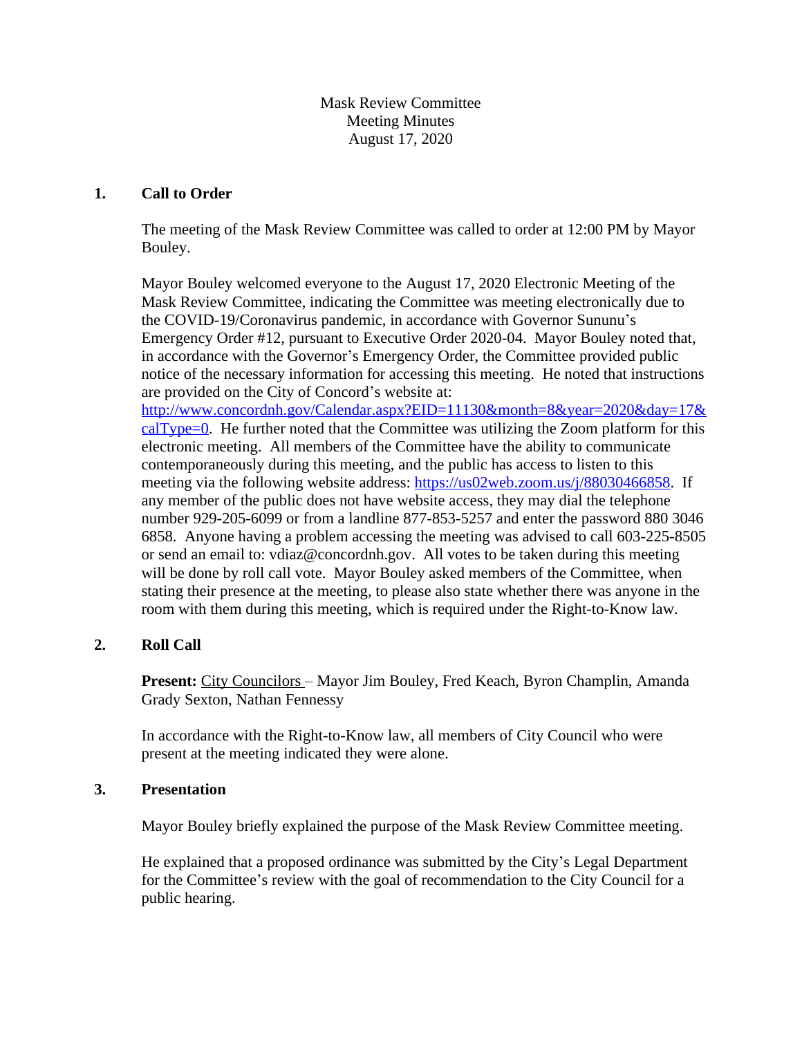Mask Review Committee
Meeting Minutes
August 17, 2020

## 1. Call to Order

The meeting of the Mask Review Committee was called to order at 12:00 PM by Mayor Bouley.

Mayor Bouley welcomed everyone to the August 17, 2020 Electronic Meeting of the Mask Review Committee, indicating the Committee was meeting electronically due to the COVID-19/Coronavirus pandemic, in accordance with Governor Sununu's Emergency Order #12, pursuant to Executive Order 2020-04. Mayor Bouley noted that, in accordance with the Governor's Emergency Order, the Committee provided public notice of the necessary information for accessing this meeting. He noted that instructions are provided on the City of Concord's website at: [http://www.concordnh.gov/Calendar.aspx?EID=11130&month=8&year=2020&day=17&calType=0](http://www.concordnh.gov/Calendar.aspx?EID=11130&month=8&year=2020&day=17&calType=0). He further noted that the Committee was utilizing the Zoom platform for this electronic meeting. All members of the Committee have the ability to communicate contemporaneously during this meeting, and the public has access to listen to this meeting via the following website address: [https://us02web.zoom.us/j/88030466858](https://us02web.zoom.us/j/88030466858). If any member of the public does not have website access, they may dial the telephone number 929-205-6099 or from a landline 877-853-5257 and enter the password 880 3046 6858. Anyone having a problem accessing the meeting was advised to call 603-225-8505 or send an email to: vdiaz@concordnh.gov. All votes to be taken during this meeting will be done by roll call vote. Mayor Bouley asked members of the Committee, when stating their presence at the meeting, to please also state whether there was anyone in the room with them during this meeting, which is required under the Right-to-Know law.

## 2. Roll Call

**Present:** City Councilors – Mayor Jim Bouley, Fred Keach, Byron Champlin, Amanda Grady Sexton, Nathan Fennessy

In accordance with the Right-to-Know law, all members of City Council who were present at the meeting indicated they were alone.

## 3. Presentation

Mayor Bouley briefly explained the purpose of the Mask Review Committee meeting.

He explained that a proposed ordinance was submitted by the City's Legal Department for the Committee's review with the goal of recommendation to the City Council for a public hearing.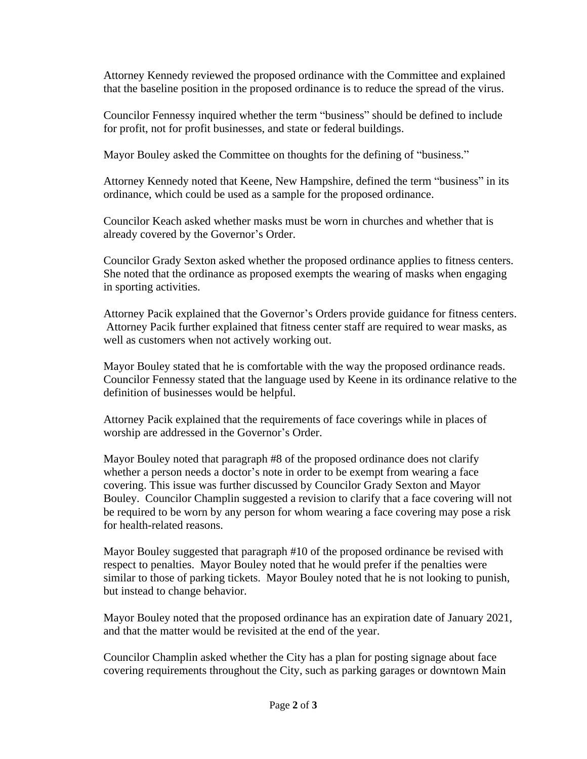Attorney Kennedy reviewed the proposed ordinance with the Committee and explained that the baseline position in the proposed ordinance is to reduce the spread of the virus.

Councilor Fennessy inquired whether the term "business" should be defined to include for profit, not for profit businesses, and state or federal buildings.

Mayor Bouley asked the Committee on thoughts for the defining of "business."

Attorney Kennedy noted that Keene, New Hampshire, defined the term "business" in its ordinance, which could be used as a sample for the proposed ordinance.

Councilor Keach asked whether masks must be worn in churches and whether that is already covered by the Governor's Order.

Councilor Grady Sexton asked whether the proposed ordinance applies to fitness centers. She noted that the ordinance as proposed exempts the wearing of masks when engaging in sporting activities.

Attorney Pacik explained that the Governor's Orders provide guidance for fitness centers. Attorney Pacik further explained that fitness center staff are required to wear masks, as well as customers when not actively working out.

Mayor Bouley stated that he is comfortable with the way the proposed ordinance reads. Councilor Fennessy stated that the language used by Keene in its ordinance relative to the definition of businesses would be helpful.

Attorney Pacik explained that the requirements of face coverings while in places of worship are addressed in the Governor's Order.

Mayor Bouley noted that paragraph #8 of the proposed ordinance does not clarify whether a person needs a doctor's note in order to be exempt from wearing a face covering. This issue was further discussed by Councilor Grady Sexton and Mayor Bouley. Councilor Champlin suggested a revision to clarify that a face covering will not be required to be worn by any person for whom wearing a face covering may pose a risk for health-related reasons.

Mayor Bouley suggested that paragraph #10 of the proposed ordinance be revised with respect to penalties. Mayor Bouley noted that he would prefer if the penalties were similar to those of parking tickets. Mayor Bouley noted that he is not looking to punish, but instead to change behavior.

Mayor Bouley noted that the proposed ordinance has an expiration date of January 2021, and that the matter would be revisited at the end of the year.

Councilor Champlin asked whether the City has a plan for posting signage about face covering requirements throughout the City, such as parking garages or downtown Main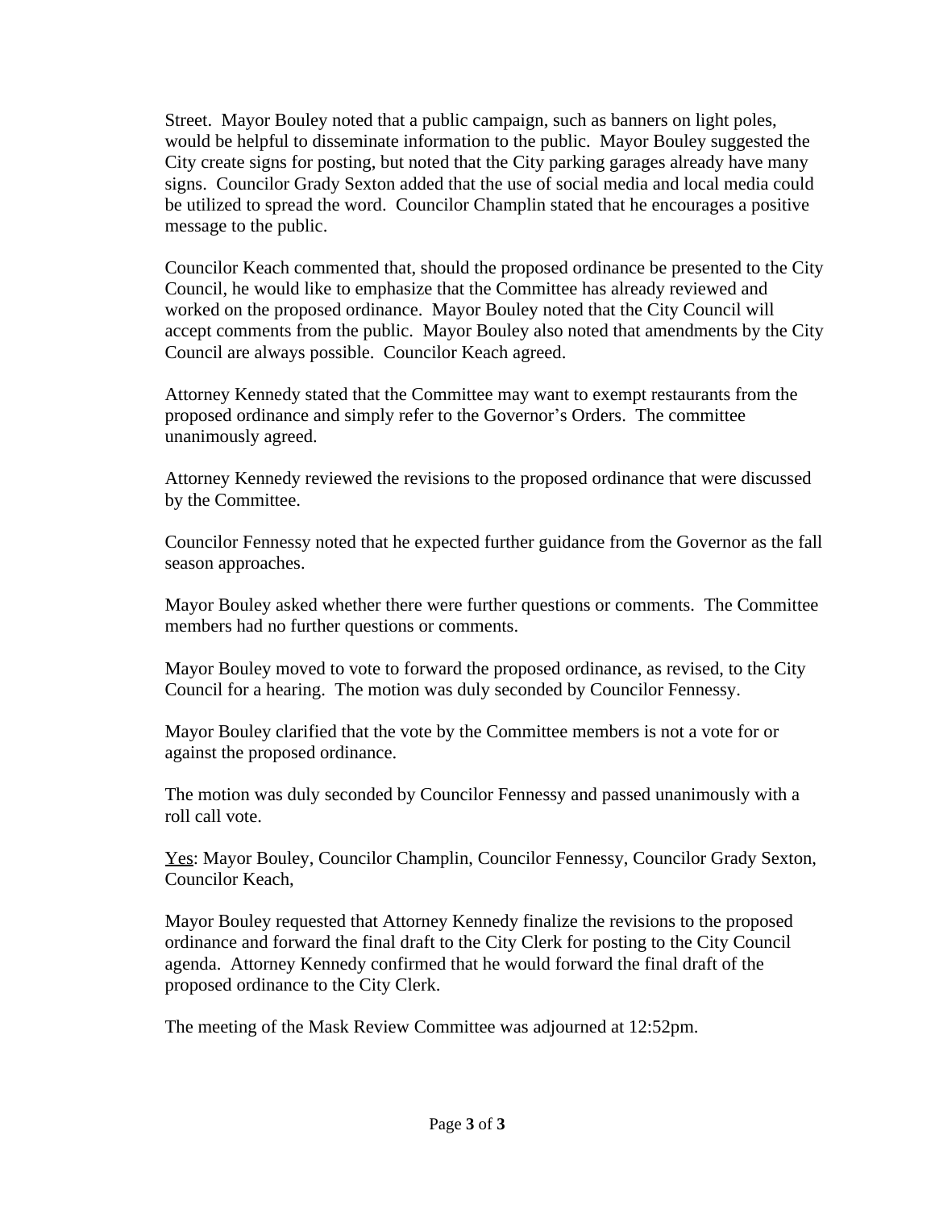Street. Mayor Bouley noted that a public campaign, such as banners on light poles, would be helpful to disseminate information to the public. Mayor Bouley suggested the City create signs for posting, but noted that the City parking garages already have many signs. Councilor Grady Sexton added that the use of social media and local media could be utilized to spread the word. Councilor Champlin stated that he encourages a positive message to the public.

Councilor Keach commented that, should the proposed ordinance be presented to the City Council, he would like to emphasize that the Committee has already reviewed and worked on the proposed ordinance. Mayor Bouley noted that the City Council will accept comments from the public. Mayor Bouley also noted that amendments by the City Council are always possible. Councilor Keach agreed.

Attorney Kennedy stated that the Committee may want to exempt restaurants from the proposed ordinance and simply refer to the Governor's Orders. The committee unanimously agreed.

Attorney Kennedy reviewed the revisions to the proposed ordinance that were discussed by the Committee.

Councilor Fennessy noted that he expected further guidance from the Governor as the fall season approaches.

Mayor Bouley asked whether there were further questions or comments. The Committee members had no further questions or comments.

Mayor Bouley moved to vote to forward the proposed ordinance, as revised, to the City Council for a hearing. The motion was duly seconded by Councilor Fennessy.

Mayor Bouley clarified that the vote by the Committee members is not a vote for or against the proposed ordinance.

The motion was duly seconded by Councilor Fennessy and passed unanimously with a roll call vote.

<u>Yes</u>: Mayor Bouley, Councilor Champlin, Councilor Fennessy, Councilor Grady Sexton, Councilor Keach,

Mayor Bouley requested that Attorney Kennedy finalize the revisions to the proposed ordinance and forward the final draft to the City Clerk for posting to the City Council agenda. Attorney Kennedy confirmed that he would forward the final draft of the proposed ordinance to the City Clerk.

The meeting of the Mask Review Committee was adjourned at 12:52pm.